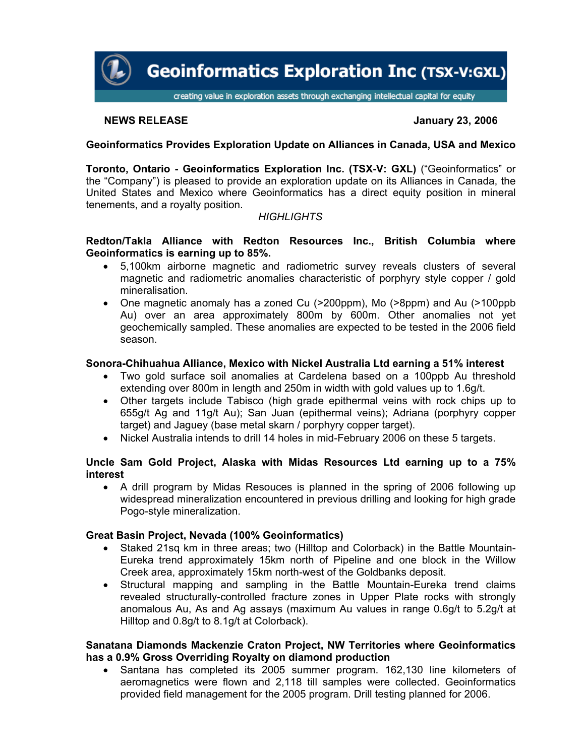# Geoinformatics Exploration Inc (TSX-V:GXL)

creating value in exploration assets through exchanging intellectual capital for equity

**NEWS RELEASE** **January 23, 2006**

## Geoinformatics Provides Exploration Update on Alliances in Canada, USA and Mexico

**Toronto, Ontario - Geoinformatics Exploration Inc. (TSX-V: GXL)** ("Geoinformatics" or the "Company") is pleased to provide an exploration update on its Alliances in Canada, the United States and Mexico where Geoinformatics has a direct equity position in mineral tenements, and a royalty position.

*HIGHLIGHTS*

**Redton/Takla Alliance with Redton Resources Inc., British Columbia where Geoinformatics is earning up to 85%.**

- 5,100km airborne magnetic and radiometric survey reveals clusters of several magnetic and radiometric anomalies characteristic of porphyry style copper / gold mineralisation.
- One magnetic anomaly has a zoned Cu (>200ppm), Mo (>8ppm) and Au (>100ppb Au) over an area approximately 800m by 600m. Other anomalies not yet geochemically sampled. These anomalies are expected to be tested in the 2006 field season.

**Sonora-Chihuahua Alliance, Mexico with Nickel Australia Ltd earning a 51% interest**

- Two gold surface soil anomalies at Cardelena based on a 100ppb Au threshold extending over 800m in length and 250m in width with gold values up to 1.6g/t.
- Other targets include Tabisco (high grade epithermal veins with rock chips up to 655g/t Ag and 11g/t Au); San Juan (epithermal veins); Adriana (porphyry copper target) and Jaguey (base metal skarn / porphyry copper target).
- Nickel Australia intends to drill 14 holes in mid-February 2006 on these 5 targets.

**Uncle Sam Gold Project, Alaska with Midas Resources Ltd earning up to a 75% interest**

- A drill program by Midas Resouces is planned in the spring of 2006 following up widespread mineralization encountered in previous drilling and looking for high grade Pogo-style mineralization.

**Great Basin Project, Nevada (100% Geoinformatics)**

- Staked 21sq km in three areas; two (Hilltop and Colorback) in the Battle Mountain-Eureka trend approximately 15km north of Pipeline and one block in the Willow Creek area, approximately 15km north-west of the Goldbanks deposit.
- Structural mapping and sampling in the Battle Mountain-Eureka trend claims revealed structurally-controlled fracture zones in Upper Plate rocks with strongly anomalous Au, As and Ag assays (maximum Au values in range 0.6g/t to 5.2g/t at Hilltop and 0.8g/t to 8.1g/t at Colorback).

**Sanatana Diamonds Mackenzie Craton Project, NW Territories where Geoinformatics has a 0.9% Gross Overriding Royalty on diamond production**

- Santana has completed its 2005 summer program. 162,130 line kilometers of aeromagnetics were flown and 2,118 till samples were collected. Geoinformatics provided field management for the 2005 program. Drill testing planned for 2006.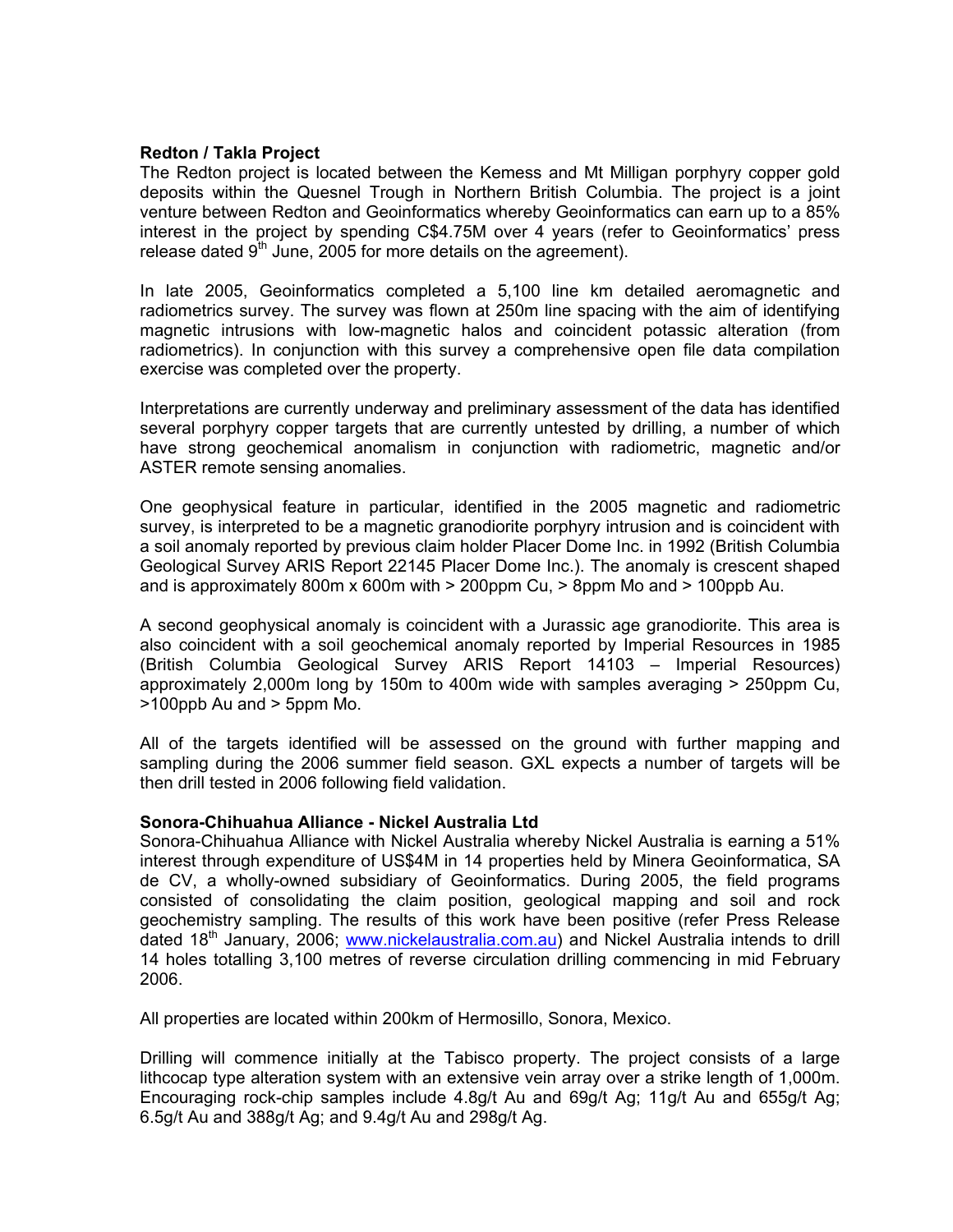**Redton / Takla Project**

The Redton project is located between the Kemess and Mt Milligan porphyry copper gold deposits within the Quesnel Trough in Northern British Columbia. The project is a joint venture between Redton and Geoinformatics whereby Geoinformatics can earn up to a 85% interest in the project by spending C$4.75M over 4 years (refer to Geoinformatics' press release dated 9th June, 2005 for more details on the agreement).

In late 2005, Geoinformatics completed a 5,100 line km detailed aeromagnetic and radiometrics survey. The survey was flown at 250m line spacing with the aim of identifying magnetic intrusions with low-magnetic halos and coincident potassic alteration (from radiometrics). In conjunction with this survey a comprehensive open file data compilation exercise was completed over the property.

Interpretations are currently underway and preliminary assessment of the data has identified several porphyry copper targets that are currently untested by drilling, a number of which have strong geochemical anomalism in conjunction with radiometric, magnetic and/or ASTER remote sensing anomalies.

One geophysical feature in particular, identified in the 2005 magnetic and radiometric survey, is interpreted to be a magnetic granodiorite porphyry intrusion and is coincident with a soil anomaly reported by previous claim holder Placer Dome Inc. in 1992 (British Columbia Geological Survey ARIS Report 22145 Placer Dome Inc.). The anomaly is crescent shaped and is approximately 800m x 600m with > 200ppm Cu, > 8ppm Mo and > 100ppb Au.

A second geophysical anomaly is coincident with a Jurassic age granodiorite. This area is also coincident with a soil geochemical anomaly reported by Imperial Resources in 1985 (British Columbia Geological Survey ARIS Report 14103 – Imperial Resources) approximately 2,000m long by 150m to 400m wide with samples averaging > 250ppm Cu, >100ppb Au and > 5ppm Mo.

All of the targets identified will be assessed on the ground with further mapping and sampling during the 2006 summer field season. GXL expects a number of targets will be then drill tested in 2006 following field validation.

**Sonora-Chihuahua Alliance - Nickel Australia Ltd**

Sonora-Chihuahua Alliance with Nickel Australia whereby Nickel Australia is earning a 51% interest through expenditure of US$4M in 14 properties held by Minera Geoinformatica, SA de CV, a wholly-owned subsidiary of Geoinformatics. During 2005, the field programs consisted of consolidating the claim position, geological mapping and soil and rock geochemistry sampling. The results of this work have been positive (refer Press Release dated 18th January, 2006; www.nickelaustralia.com.au) and Nickel Australia intends to drill 14 holes totalling 3,100 metres of reverse circulation drilling commencing in mid February 2006.

All properties are located within 200km of Hermosillo, Sonora, Mexico.

Drilling will commence initially at the Tabisco property. The project consists of a large lithcocap type alteration system with an extensive vein array over a strike length of 1,000m. Encouraging rock-chip samples include 4.8g/t Au and 69g/t Ag; 11g/t Au and 655g/t Ag; 6.5g/t Au and 388g/t Ag; and 9.4g/t Au and 298g/t Ag.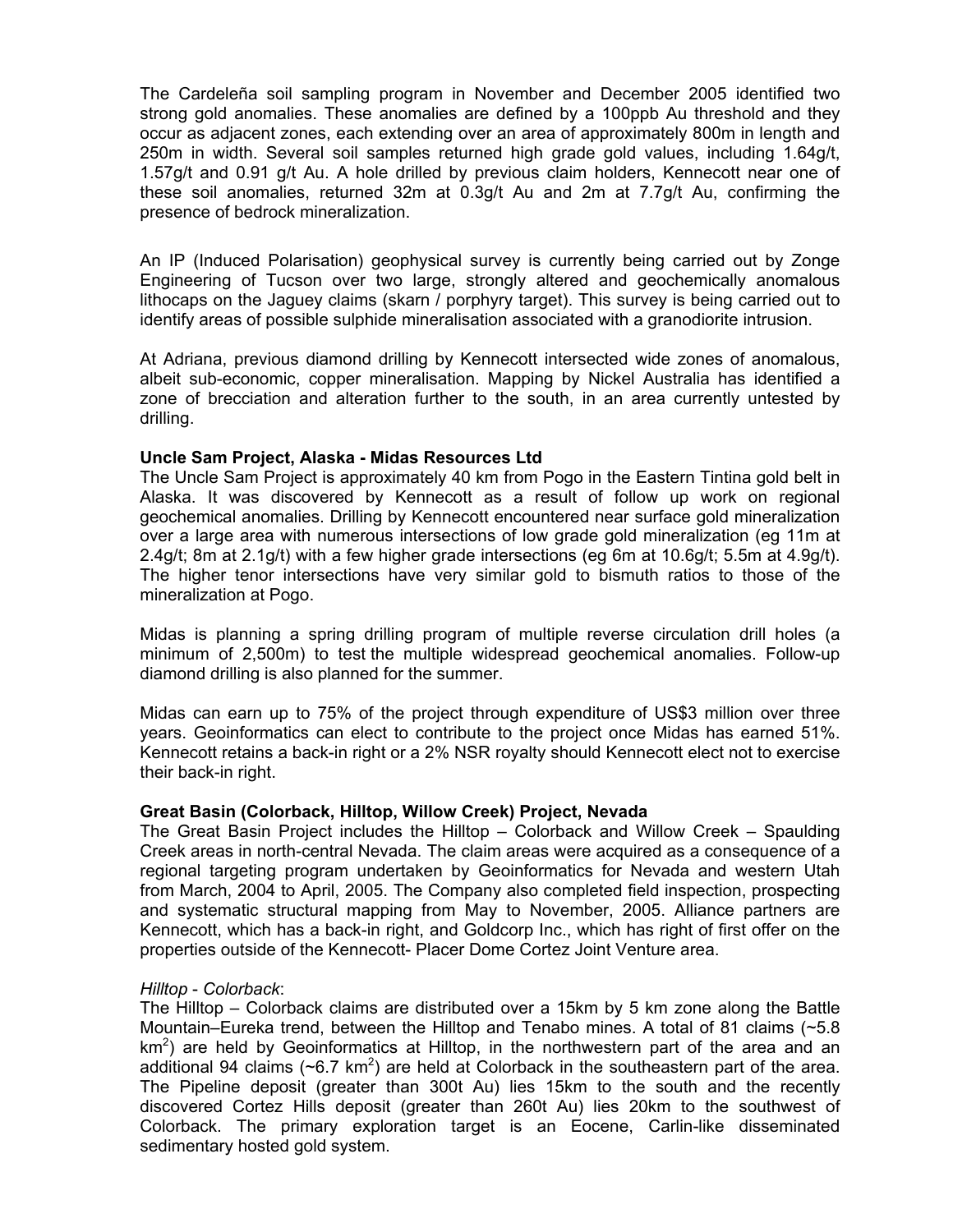The Cardeleña soil sampling program in November and December 2005 identified two strong gold anomalies. These anomalies are defined by a 100ppb Au threshold and they occur as adjacent zones, each extending over an area of approximately 800m in length and 250m in width. Several soil samples returned high grade gold values, including 1.64g/t, 1.57g/t and 0.91 g/t Au. A hole drilled by previous claim holders, Kennecott near one of these soil anomalies, returned 32m at 0.3g/t Au and 2m at 7.7g/t Au, confirming the presence of bedrock mineralization.

An IP (Induced Polarisation) geophysical survey is currently being carried out by Zonge Engineering of Tucson over two large, strongly altered and geochemically anomalous lithocaps on the Jaguey claims (skarn / porphyry target). This survey is being carried out to identify areas of possible sulphide mineralisation associated with a granodiorite intrusion.

At Adriana, previous diamond drilling by Kennecott intersected wide zones of anomalous, albeit sub-economic, copper mineralisation. Mapping by Nickel Australia has identified a zone of brecciation and alteration further to the south, in an area currently untested by drilling.

**Uncle Sam Project, Alaska - Midas Resources Ltd**

The Uncle Sam Project is approximately 40 km from Pogo in the Eastern Tintina gold belt in Alaska. It was discovered by Kennecott as a result of follow up work on regional geochemical anomalies. Drilling by Kennecott encountered near surface gold mineralization over a large area with numerous intersections of low grade gold mineralization (eg 11m at 2.4g/t; 8m at 2.1g/t) with a few higher grade intersections (eg 6m at 10.6g/t; 5.5m at 4.9g/t). The higher tenor intersections have very similar gold to bismuth ratios to those of the mineralization at Pogo.

Midas is planning a spring drilling program of multiple reverse circulation drill holes (a minimum of 2,500m) to test the multiple widespread geochemical anomalies. Follow-up diamond drilling is also planned for the summer.

Midas can earn up to 75% of the project through expenditure of US$3 million over three years. Geoinformatics can elect to contribute to the project once Midas has earned 51%. Kennecott retains a back-in right or a 2% NSR royalty should Kennecott elect not to exercise their back-in right.

**Great Basin (Colorback, Hilltop, Willow Creek) Project, Nevada**

The Great Basin Project includes the Hilltop – Colorback and Willow Creek – Spaulding Creek areas in north-central Nevada. The claim areas were acquired as a consequence of a regional targeting program undertaken by Geoinformatics for Nevada and western Utah from March, 2004 to April, 2005. The Company also completed field inspection, prospecting and systematic structural mapping from May to November, 2005. Alliance partners are Kennecott, which has a back-in right, and Goldcorp Inc., which has right of first offer on the properties outside of the Kennecott- Placer Dome Cortez Joint Venture area.

*Hilltop - Colorback*:

The Hilltop – Colorback claims are distributed over a 15km by 5 km zone along the Battle Mountain–Eureka trend, between the Hilltop and Tenabo mines. A total of 81 claims (~5.8 $km^2$) are held by Geoinformatics at Hilltop, in the northwestern part of the area and an additional 94 claims (~6.7 $km^2$) are held at Colorback in the southeastern part of the area. The Pipeline deposit (greater than 300t Au) lies 15km to the south and the recently discovered Cortez Hills deposit (greater than 260t Au) lies 20km to the southwest of Colorback. The primary exploration target is an Eocene, Carlin-like disseminated sedimentary hosted gold system.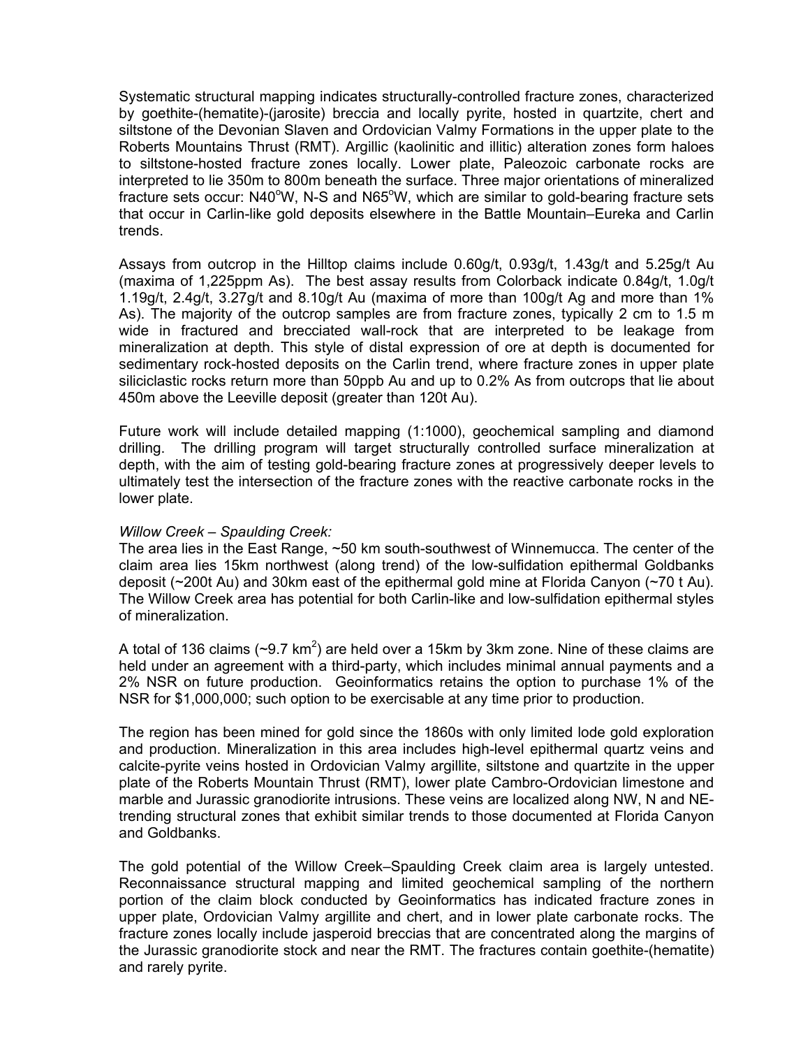Systematic structural mapping indicates structurally-controlled fracture zones, characterized by goethite-(hematite)-(jarosite) breccia and locally pyrite, hosted in quartzite, chert and siltstone of the Devonian Slaven and Ordovician Valmy Formations in the upper plate to the Roberts Mountains Thrust (RMT). Argillic (kaolinitic and illitic) alteration zones form haloes to siltstone-hosted fracture zones locally. Lower plate, Paleozoic carbonate rocks are interpreted to lie 350m to 800m beneath the surface. Three major orientations of mineralized fracture sets occur: N40°W, N-S and N65°W, which are similar to gold-bearing fracture sets that occur in Carlin-like gold deposits elsewhere in the Battle Mountain–Eureka and Carlin trends.

Assays from outcrop in the Hilltop claims include 0.60g/t, 0.93g/t, 1.43g/t and 5.25g/t Au (maxima of 1,225ppm As). The best assay results from Colorback indicate 0.84g/t, 1.0g/t 1.19g/t, 2.4g/t, 3.27g/t and 8.10g/t Au (maxima of more than 100g/t Ag and more than 1% As). The majority of the outcrop samples are from fracture zones, typically 2 cm to 1.5 m wide in fractured and brecciated wall-rock that are interpreted to be leakage from mineralization at depth. This style of distal expression of ore at depth is documented for sedimentary rock-hosted deposits on the Carlin trend, where fracture zones in upper plate siliciclastic rocks return more than 50ppb Au and up to 0.2% As from outcrops that lie about 450m above the Leeville deposit (greater than 120t Au).

Future work will include detailed mapping (1:1000), geochemical sampling and diamond drilling. The drilling program will target structurally controlled surface mineralization at depth, with the aim of testing gold-bearing fracture zones at progressively deeper levels to ultimately test the intersection of the fracture zones with the reactive carbonate rocks in the lower plate.

*Willow Creek – Spaulding Creek:*

The area lies in the East Range, ~50 km south-southwest of Winnemucca. The center of the claim area lies 15km northwest (along trend) of the low-sulfidation epithermal Goldbanks deposit (~200t Au) and 30km east of the epithermal gold mine at Florida Canyon (~70 t Au). The Willow Creek area has potential for both Carlin-like and low-sulfidation epithermal styles of mineralization.

A total of 136 claims (~9.7 km$^2$) are held over a 15km by 3km zone. Nine of these claims are held under an agreement with a third-party, which includes minimal annual payments and a 2% NSR on future production. Geoinformatics retains the option to purchase 1% of the NSR for $1,000,000; such option to be exercisable at any time prior to production.

The region has been mined for gold since the 1860s with only limited lode gold exploration and production. Mineralization in this area includes high-level epithermal quartz veins and calcite-pyrite veins hosted in Ordovician Valmy argillite, siltstone and quartzite in the upper plate of the Roberts Mountain Thrust (RMT), lower plate Cambro-Ordovician limestone and marble and Jurassic granodiorite intrusions. These veins are localized along NW, N and NE-trending structural zones that exhibit similar trends to those documented at Florida Canyon and Goldbanks.

The gold potential of the Willow Creek–Spaulding Creek claim area is largely untested. Reconnaissance structural mapping and limited geochemical sampling of the northern portion of the claim block conducted by Geoinformatics has indicated fracture zones in upper plate, Ordovician Valmy argillite and chert, and in lower plate carbonate rocks. The fracture zones locally include jasperoid breccias that are concentrated along the margins of the Jurassic granodiorite stock and near the RMT. The fractures contain goethite-(hematite) and rarely pyrite.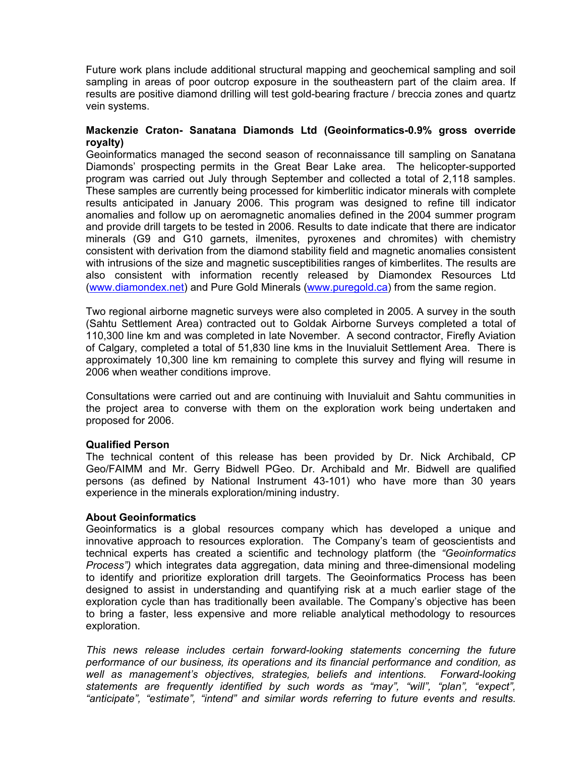Future work plans include additional structural mapping and geochemical sampling and soil sampling in areas of poor outcrop exposure in the southeastern part of the claim area. If results are positive diamond drilling will test gold-bearing fracture / breccia zones and quartz vein systems.

**Mackenzie Craton- Sanatana Diamonds Ltd (Geoinformatics-0.9% gross override royalty)**

Geoinformatics managed the second season of reconnaissance till sampling on Sanatana Diamonds' prospecting permits in the Great Bear Lake area. The helicopter-supported program was carried out July through September and collected a total of 2,118 samples. These samples are currently being processed for kimberlitic indicator minerals with complete results anticipated in January 2006. This program was designed to refine till indicator anomalies and follow up on aeromagnetic anomalies defined in the 2004 summer program and provide drill targets to be tested in 2006. Results to date indicate that there are indicator minerals (G9 and G10 garnets, ilmenites, pyroxenes and chromites) with chemistry consistent with derivation from the diamond stability field and magnetic anomalies consistent with intrusions of the size and magnetic susceptibilities ranges of kimberlites. The results are also consistent with information recently released by Diamondex Resources Ltd (www.diamondex.net) and Pure Gold Minerals (www.puregold.ca) from the same region.

Two regional airborne magnetic surveys were also completed in 2005. A survey in the south (Sahtu Settlement Area) contracted out to Goldak Airborne Surveys completed a total of 110,300 line km and was completed in late November. A second contractor, Firefly Aviation of Calgary, completed a total of 51,830 line kms in the Inuvialuit Settlement Area. There is approximately 10,300 line km remaining to complete this survey and flying will resume in 2006 when weather conditions improve.

Consultations were carried out and are continuing with Inuvialuit and Sahtu communities in the project area to converse with them on the exploration work being undertaken and proposed for 2006.

**Qualified Person**

The technical content of this release has been provided by Dr. Nick Archibald, CP Geo/FAIMM and Mr. Gerry Bidwell PGeo. Dr. Archibald and Mr. Bidwell are qualified persons (as defined by National Instrument 43-101) who have more than 30 years experience in the minerals exploration/mining industry.

**About Geoinformatics**

Geoinformatics is a global resources company which has developed a unique and innovative approach to resources exploration. The Company's team of geoscientists and technical experts has created a scientific and technology platform (the *"Geoinformatics Process")* which integrates data aggregation, data mining and three-dimensional modeling to identify and prioritize exploration drill targets. The Geoinformatics Process has been designed to assist in understanding and quantifying risk at a much earlier stage of the exploration cycle than has traditionally been available. The Company's objective has been to bring a faster, less expensive and more reliable analytical methodology to resources exploration.

*This news release includes certain forward-looking statements concerning the future performance of our business, its operations and its financial performance and condition, as well as management's objectives, strategies, beliefs and intentions. Forward-looking statements are frequently identified by such words as "may", "will", "plan", "expect", "anticipate", "estimate", "intend" and similar words referring to future events and results.*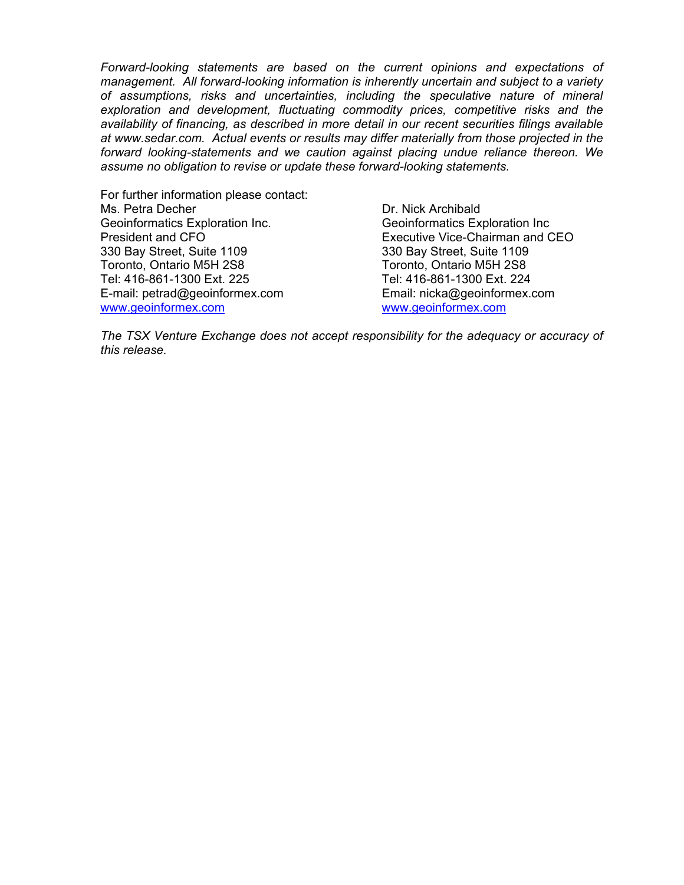*Forward-looking statements are based on the current opinions and expectations of management. All forward-looking information is inherently uncertain and subject to a variety of assumptions, risks and uncertainties, including the speculative nature of mineral exploration and development, fluctuating commodity prices, competitive risks and the availability of financing, as described in more detail in our recent securities filings available at www.sedar.com. Actual events or results may differ materially from those projected in the forward looking-statements and we caution against placing undue reliance thereon. We assume no obligation to revise or update these forward-looking statements.*

For further information please contact:

Ms. Petra Decher
Geoinformatics Exploration Inc.
President and CFO
330 Bay Street, Suite 1109
Toronto, Ontario M5H 2S8
Tel: 416-861-1300 Ext. 225
E-mail: petrad@geoinformex.com
www.geoinformex.com

Dr. Nick Archibald
Geoinformatics Exploration Inc
Executive Vice-Chairman and CEO
330 Bay Street, Suite 1109
Toronto, Ontario M5H 2S8
Tel: 416-861-1300 Ext. 224
Email: nicka@geoinformex.com
www.geoinformex.com

*The TSX Venture Exchange does not accept responsibility for the adequacy or accuracy of this release.*